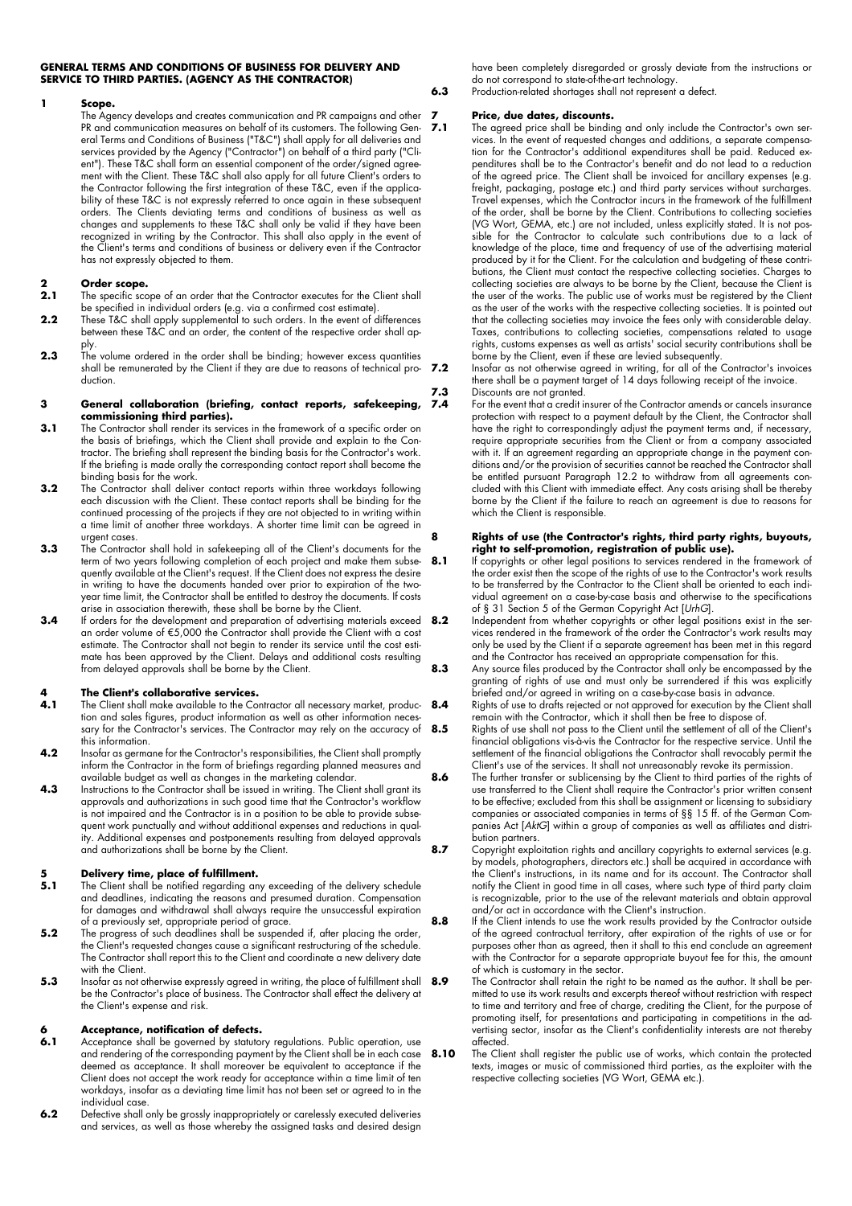# GENERAL TERMS AND CONDITIONS OF BUSINESS FOR DELIVERY AND SERVICE TO THIRD PARTIES. (AGENCY AS THE CONTRACTOR)

## 1 Scope.

The Agency develops and creates communication and PR campaigns and other PR and communication measures on behalf of its customers. The following General Terms and Conditions of Business ("T&C") shall apply for all deliveries and services provided by the Agency ("Contractor") on behalf of a third party ("Client"). These T&C shall form an essential component of the order/signed agreement with the Client. These T&C shall also apply for all future Client's orders to the Contractor following the first integration of these T&C, even if the applicability of these T&C is not expressly referred to once again in these subsequent orders. The Clients deviating terms and conditions of business as well as changes and supplements to these T&C shall only be valid if they have been recognized in writing by the Contractor. This shall also apply in the event of the Client's terms and conditions of business or delivery even if the Contractor has not expressly objected to them.

## 2 Order scope.

**2.1** The specific scope of an order that the Contractor executes for the Client shall be specified in individual orders (e.g. via a confirmed cost estimate).

**2.2** These T&C shall apply supplemental to such orders. In the event of differences between these T&C and an order, the content of the respective order shall apply.

**2.3** The volume ordered in the order shall be binding; however excess quantities shall be remunerated by the Client if they are due to reasons of technical production.

## 3 General collaboration (briefing, contact reports, safekeeping, commissioning third parties).

**3.1** The Contractor shall render its services in the framework of a specific order on the basis of briefings, which the Client shall provide and explain to the Contractor. The briefing shall represent the binding basis for the Contractor's work. If the briefing is made orally the corresponding contact report shall become the binding basis for the work.

**3.2** The Contractor shall deliver contact reports within three workdays following each discussion with the Client. These contact reports shall be binding for the continued processing of the projects if they are not objected to in writing within a time limit of another three workdays. A shorter time limit can be agreed in urgent cases.

**3.3** The Contractor shall hold in safekeeping all of the Client's documents for the term of two years following completion of each project and make them subsequently available at the Client's request. If the Client does not express the desire in writing to have the documents handed over prior to expiration of the two-year time limit, the Contractor shall be entitled to destroy the documents. If costs arise in association therewith, these shall be borne by the Client.

**3.4** If orders for the development and preparation of advertising materials exceed an order volume of €5,000 the Contractor shall provide the Client with a cost estimate. The Contractor shall not begin to render its service until the cost estimate has been approved by the Client. Delays and additional costs resulting from delayed approvals shall be borne by the Client.

## 4 The Client's collaborative services.

**4.1** The Client shall make available to the Contractor all necessary market, production and sales figures, product information as well as other information necessary for the Contractor's services. The Contractor may rely on the accuracy of this information.

**4.2** Insofar as germane for the Contractor's responsibilities, the Client shall promptly inform the Contractor in the form of briefings regarding planned measures and available budget as well as changes in the marketing calendar.

**4.3** Instructions to the Contractor shall be issued in writing. The Client shall grant its approvals and authorizations in such good time that the Contractor's workflow is not impaired and the Contractor is in a position to be able to provide subsequent work punctually and without additional expenses and reductions in quality. Additional expenses and postponements resulting from delayed approvals and authorizations shall be borne by the Client.

## 5 Delivery time, place of fulfillment.

**5.1** The Client shall be notified regarding any exceeding of the delivery schedule and deadlines, indicating the reasons and presumed duration. Compensation for damages and withdrawal shall always require the unsuccessful expiration of a previously set, appropriate period of grace.

**5.2** The progress of such deadlines shall be suspended if, after placing the order, the Client's requested changes cause a significant restructuring of the schedule. The Contractor shall report this to the Client and coordinate a new delivery date with the Client.

**5.3** Insofar as not otherwise expressly agreed in writing, the place of fulfillment shall be the Contractor's place of business. The Contractor shall effect the delivery at the Client's expense and risk.

## 6 Acceptance, notification of defects.

**6.1** Acceptance shall be governed by statutory regulations. Public operation, use and rendering of the corresponding payment by the Client shall be in each case deemed as acceptance. It shall moreover be equivalent to acceptance if the Client does not accept the work ready for acceptance within a time limit of ten workdays, insofar as a deviating time limit has not been set or agreed to in the individual case.

**6.2** Defective shall only be grossly inappropriately or carelessly executed deliveries and services, as well as those whereby the assigned tasks and desired design have been completely disregarded or grossly deviate from the instructions or do not correspond to state-of-the-art technology.

**6.3** Production-related shortages shall not represent a defect.

## 7 Price, due dates, discounts.

**7.1** The agreed price shall be binding and only include the Contractor's own services. In the event of requested changes and additions, a separate compensation for the Contractor's additional expenditures shall be paid. Reduced expenditures shall be to the Contractor's benefit and do not lead to a reduction of the agreed price. The Client shall be invoiced for ancillary expenses (e.g. freight, packaging, postage etc.) and third party services without surcharges. Travel expenses, which the Contractor incurs in the framework of the fulfillment of the order, shall be borne by the Client. Contributions to collecting societies (VG Wort, GEMA, etc.) are not included, unless explicitly stated. It is not possible for the Contractor to calculate such contributions due to a lack of knowledge of the place, time and frequency of use of the advertising material produced by it for the Client. For the calculation and budgeting of these contributions, the Client must contact the respective collecting societies. Charges to collecting societies are always to be borne by the Client, because the Client is the user of the works. The public use of works must be registered by the Client as the user of the works with the respective collecting societies. It is pointed out that the collecting societies may invoice the fees only with considerable delay. Taxes, contributions to collecting societies, compensations related to usage rights, customs expenses as well as artists' social security contributions shall be borne by the Client, even if these are levied subsequently.

**7.2** Insofar as not otherwise agreed in writing, for all of the Contractor's invoices there shall be a payment target of 14 days following receipt of the invoice.

**7.3** Discounts are not granted.

**7.4** For the event that a credit insurer of the Contractor amends or cancels insurance protection with respect to a payment default by the Client, the Contractor shall have the right to correspondingly adjust the payment terms and, if necessary, require appropriate securities from the Client or from a company associated with it. If an agreement regarding an appropriate change in the payment conditions and/or the provision of securities cannot be reached the Contractor shall be entitled pursuant Paragraph 12.2 to withdraw from all agreements concluded with this Client with immediate effect. Any costs arising shall be thereby borne by the Client if the failure to reach an agreement is due to reasons for which the Client is responsible.

## 8 Rights of use (the Contractor's rights, third party rights, buyouts, right to self-promotion, registration of public use).

**8.1** If copyrights or other legal positions to services rendered in the framework of the order exist then the scope of the rights of use to the Contractor's work results to be transferred by the Contractor to the Client shall be oriented to each individual agreement on a case-by-case basis and otherwise to the specifications of § 31 Section 5 of the German Copyright Act [*UrhG*].

**8.2** Independent from whether copyrights or other legal positions exist in the services rendered in the framework of the order the Contractor's work results may only be used by the Client if a separate agreement has been met in this regard and the Contractor has received an appropriate compensation for this.

**8.3** Any source files produced by the Contractor shall only be encompassed by the granting of rights of use and must only be surrendered if this was explicitly briefed and/or agreed in writing on a case-by-case basis in advance.

**8.4** Rights of use to drafts rejected or not approved for execution by the Client shall remain with the Contractor, which it shall then be free to dispose of.

**8.5** Rights of use shall not pass to the Client until the settlement of all of the Client's financial obligations vis-à-vis the Contractor for the respective service. Until the settlement of the financial obligations the Contractor shall revocably permit the Client's use of the services. It shall not unreasonably revoke its permission.

**8.6** The further transfer or sublicensing by the Client to third parties of the rights of use transferred to the Client shall require the Contractor's prior written consent to be effective; excluded from this shall be assignment or licensing to subsidiary companies or associated companies in terms of §§ 15 ff. of the German Companies Act [*AktG*] within a group of companies as well as affiliates and distribution partners.

**8.7** Copyright exploitation rights and ancillary copyrights to external services (e.g. by models, photographers, directors etc.) shall be acquired in accordance with the Client's instructions, in its name and for its account. The Contractor shall notify the Client in good time in all cases, where such type of third party claim is recognizable, prior to the use of the relevant materials and obtain approval and/or act in accordance with the Client's instruction.

**8.8** If the Client intends to use the work results provided by the Contractor outside of the agreed contractual territory, after expiration of the rights of use or for purposes other than as agreed, then it shall to this end conclude an agreement with the Contractor for a separate appropriate buyout fee for this, the amount of which is customary in the sector.

**8.9** The Contractor shall retain the right to be named as the author. It shall be permitted to use its work results and excerpts thereof without restriction with respect to time and territory and free of charge, crediting the Client, for the purpose of promoting itself, for presentations and participating in competitions in the advertising sector, insofar as the Client's confidentiality interests are not thereby affected.

**8.10** The Client shall register the public use of works, which contain the protected texts, images or music of commissioned third parties, as the exploiter with the respective collecting societies (VG Wort, GEMA etc.).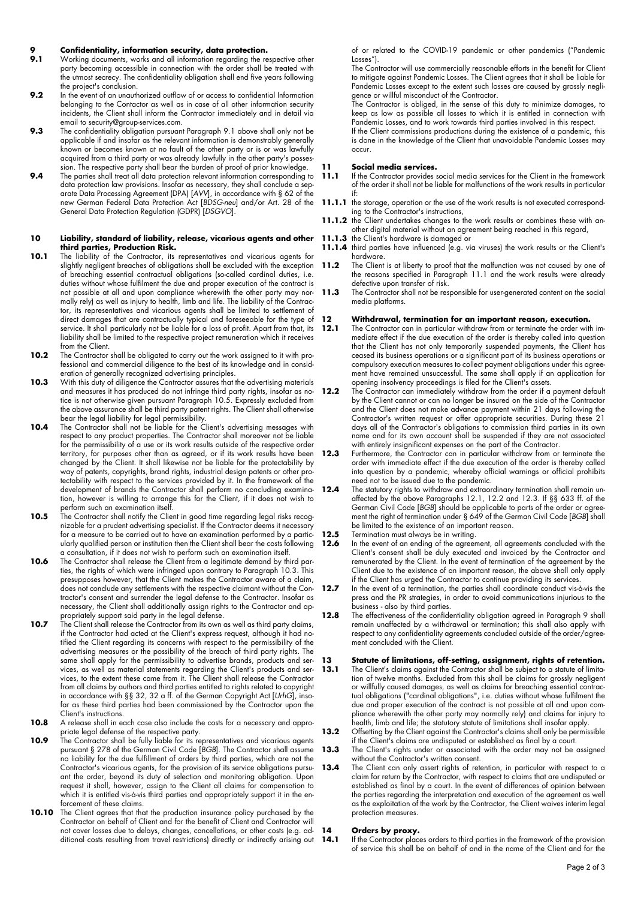## 9 Confidentiality, information security, data protection.

**9.1** Working documents, works and all information regarding the respective other party becoming accessible in connection with the order shall be treated with the utmost secrecy. The confidentiality obligation shall end five years following the project's conclusion.

**9.2** In the event of an unauthorized outflow of or access to confidential Information belonging to the Contactor as well as in case of all other information security incidents, the Client shall inform the Contractor immediately and in detail via email to security@group-services.com.

**9.3** The confidentiality obligation pursuant Paragraph 9.1 above shall only not be applicable if and insofar as the relevant information is demonstrably generally known or becomes known at no fault of the other party or is or was lawfully acquired from a third party or was already lawfully in the other party's possession. The respective party shall bear the burden of proof of prior knowledge.

**9.4** The parties shall treat all data protection relevant information corresponding to data protection law provisions. Insofar as necessary, they shall conclude a separate Data Processing Agreement (DPA) [*AVV*], in accordance with § 62 of the new German Federal Data Protection Act [*BDSG-neu*] and/or Art. 28 of the General Data Protection Regulation (GDPR) [*DSGVO*].

## 10 Liability, standard of liability, release, vicarious agents and other third parties, Production Risk.

**10.1** The liability of the Contractor, its representatives and vicarious agents for slightly negligent breaches of obligations shall be excluded with the exception of breaching essential contractual obligations (so-called cardinal duties, i.e. duties without whose fulfilment the due and proper execution of the contract is not possible at all and upon compliance wherewith the other party may normally rely) as well as injury to health, limb and life. The liability of the Contractor, its representatives and vicarious agents shall be limited to settlement of direct damages that are contractually typical and foreseeable for the type of service. It shall particularly not be liable for a loss of profit. Apart from that, its liability shall be limited to the respective project remuneration which it receives from the Client.

**10.2** The Contractor shall be obligated to carry out the work assigned to it with professional and commercial diligence to the best of its knowledge and in consideration of generally recognized advertising principles.

**10.3** With this duty of diligence the Contractor assures that the advertising materials and measures it has produced do not infringe third party rights, insofar as notice is not otherwise given pursuant Paragraph 10.5. Expressly excluded from the above assurance shall be third party patent rights. The Client shall otherwise bear the legal liability for legal permissibility.

**10.4** The Contractor shall not be liable for the Client's advertising messages with respect to any product properties. The Contractor shall moreover not be liable for the permissibility of a use or its work results outside of the respective order territory, for purposes other than as agreed, or if its work results have been changed by the Client. It shall likewise not be liable for the protectability by way of patents, copyrights, brand rights, industrial design patents or other protectability with respect to the services provided by it. In the framework of the development of brands the Contractor shall perform no concluding examination, however is willing to arrange this for the Client, if it does not wish to perform such an examination itself.

**10.5** The Contractor shall notify the Client in good time regarding legal risks recognizable for a prudent advertising specialist. If the Contractor deems it necessary for a measure to be carried out to have an examination performed by a particularly qualified person or institution then the Client shall bear the costs following a consultation, if it does not wish to perform such an examination itself.

**10.6** The Contractor shall release the Client from a legitimate demand by third parties, the rights of which were infringed upon contrary to Paragraph 10.3. This presupposes however, that the Client makes the Contractor aware of a claim, does not conclude any settlements with the respective claimant without the Contractor's consent and surrender the legal defense to the Contractor. Insofar as necessary, the Client shall additionally assign rights to the Contractor and appropriately support said party in the legal defense.

**10.7** The Client shall release the Contractor from its own as well as third party claims, if the Contractor had acted at the Client's express request, although it had notified the Client regarding its concerns with respect to the permissibility of the advertising measures or the possibility of the breach of third party rights. The same shall apply for the permissibility to advertise brands, products and services, as well as material statements regarding the Client's products and services, to the extent these came from it. The Client shall release the Contractor from all claims by authors and third parties entitled to rights related to copyright in accordance with §§ 32, 32 a ff. of the German Copyright Act [*UrhG*], insofar as these third parties had been commissioned by the Contractor upon the Client's instructions.

**10.8** A release shall in each case also include the costs for a necessary and appropriate legal defense of the respective party.

**10.9** The Contractor shall be fully liable for its representatives and vicarious agents pursuant § 278 of the German Civil Code [*BGB*]. The Contractor shall assume no liability for the due fulfillment of orders by third parties, which are not the Contractor's vicarious agents, for the provision of its service obligations pursuant the order, beyond its duty of selection and monitoring obligation. Upon request it shall, however, assign to the Client all claims for compensation to which it is entitled vis-à-vis third parties and appropriately support it in the enforcement of these claims.

**10.10** The Client agrees that that the production insurance policy purchased by the Contractor on behalf of Client and for the benefit of Client and Contractor will not cover losses due to delays, changes, cancellations, or other costs (e.g. additional costs resulting from travel restrictions) directly or indirectly arising out of or related to the COVID-19 pandemic or other pandemics ("Pandemic Losses").
The Contractor will use commercially reasonable efforts in the benefit for Client to mitigate against Pandemic Losses. The Client agrees that it shall be liable for Pandemic Losses except to the extent such losses are caused by grossly negligence or willful misconduct of the Contractor.
The Contractor is obliged, in the sense of this duty to minimize damages, to keep as low as possible all losses to which it is entitled in connection with Pandemic Losses, and to work towards third parties involved in this respect.
If the Client commissions productions during the existence of a pandemic, this is done in the knowledge of the Client that unavoidable Pandemic Losses may occur.

## 11 Social media services.

**11.1** If the Contractor provides social media services for the Client in the framework of the order it shall not be liable for malfunctions of the work results in particular if:

**11.1.1** the storage, operation or the use of the work results is not executed corresponding to the Contractor's instructions,

**11.1.2** the Client undertakes changes to the work results or combines these with another digital material without an agreement being reached in this regard,

**11.1.3** the Client's hardware is damaged or

**11.1.4** third parties have influenced (e.g. via viruses) the work results or the Client's hardware.

**11.2** The Client is at liberty to proof that the malfunction was not caused by one of the reasons specified in Paragraph 11.1 and the work results were already defective upon transfer of risk.

**11.3** The Contractor shall not be responsible for user-generated content on the social media platforms.

## 12 Withdrawal, termination for an important reason, execution.

**12.1** The Contractor can in particular withdraw from or terminate the order with immediate effect if the due execution of the order is thereby called into question that the Client has not only temporarily suspended payments, the Client has ceased its business operations or a significant part of its business operations or compulsory execution measures to collect payment obligations under this agreement have remained unsuccessful. The same shall apply if an application for opening insolvency proceedings is filed for the Client's assets.

**12.2** The Contractor can immediately withdraw from the order if a payment default by the Client cannot or can no longer be insured on the side of the Contractor and the Client does not make advance payment within 21 days following the Contractor's written request or offer appropriate securities. During these 21 days all of the Contractor's obligations to commission third parties in its own name and for its own account shall be suspended if they are not associated with entirely insignificant expenses on the part of the Contractor.

**12.3** Furthermore, the Contractor can in particular withdraw from or terminate the order with immediate effect if the due execution of the order is thereby called into question by a pandemic, whereby official warnings or official prohibits need not to be issued due to the pandemic.

**12.4** The statutory rights to withdraw and extraordinary termination shall remain unaffected by the above Paragraphs 12.1, 12.2 and 12.3. If §§ 633 ff. of the German Civil Code [*BGB*] should be applicable to parts of the order or agreement the right of termination under § 649 of the German Civil Code [*BGB*] shall be limited to the existence of an important reason.

**12.5** Termination must always be in writing.

**12.6** In the event of an ending of the agreement, all agreements concluded with the Client's consent shall be duly executed and invoiced by the Contractor and remunerated by the Client. In the event of termination of the agreement by the Client due to the existence of an important reason, the above shall only apply if the Client has urged the Contractor to continue providing its services.

**12.7** In the event of a termination, the parties shall coordinate conduct vis-à-vis the press and the PR strategies, in order to avoid communications injurious to the business - also by third parties.

**12.8** The effectiveness of the confidentiality obligation agreed in Paragraph 9 shall remain unaffected by a withdrawal or termination; this shall also apply with respect to any confidentiality agreements concluded outside of the order/agreement concluded with the Client.

## 13 Statute of limitations, off-setting, assignment, rights of retention.

**13.1** The Client's claims against the Contractor shall be subject to a statute of limitation of twelve months. Excluded from this shall be claims for grossly negligent or willfully caused damages, as well as claims for breaching essential contractual obligations ("cardinal obligations", i.e. duties without whose fulfilment the due and proper execution of the contract is not possible at all and upon compliance wherewith the other party may normally rely) and claims for injury to health, limb and life; the statutory statute of limitations shall insofar apply.

**13.2** Offsetting by the Client against the Contractor's claims shall only be permissible if the Client's claims are undisputed or established as final by a court.

**13.3** The Client's rights under or associated with the order may not be assigned without the Contractor's written consent.

**13.4** The Client can only assert rights of retention, in particular with respect to a claim for return by the Contractor, with respect to claims that are undisputed or established as final by a court. In the event of differences of opinion between the parties regarding the interpretation and execution of the agreement as well as the exploitation of the work by the Contractor, the Client waives interim legal protection measures.

## 14 Orders by proxy.

**14.1** If the Contractor places orders to third parties in the framework of the provision of service this shall be on behalf of and in the name of the Client and for the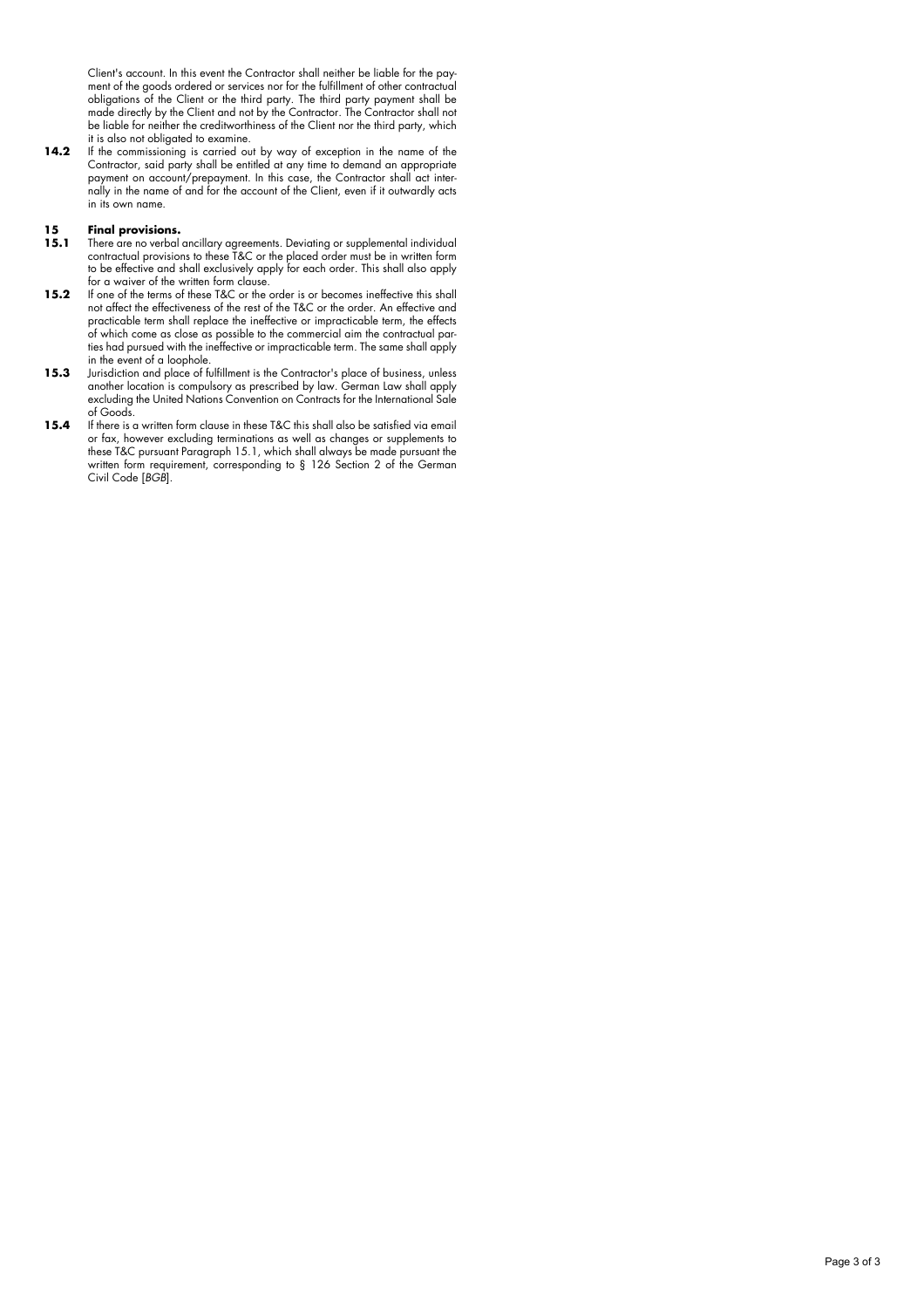Client's account. In this event the Contractor shall neither be liable for the payment of the goods ordered or services nor for the fulfillment of other contractual obligations of the Client or the third party. The third party payment shall be made directly by the Client and not by the Contractor. The Contractor shall not be liable for neither the creditworthiness of the Client nor the third party, which it is also not obligated to examine.

**14.2** If the commissioning is carried out by way of exception in the name of the Contractor, said party shall be entitled at any time to demand an appropriate payment on account/prepayment. In this case, the Contractor shall act internally in the name of and for the account of the Client, even if it outwardly acts in its own name.

## 15 Final provisions.

**15.1** There are no verbal ancillary agreements. Deviating or supplemental individual contractual provisions to these T&C or the placed order must be in written form to be effective and shall exclusively apply for each order. This shall also apply for a waiver of the written form clause.

**15.2** If one of the terms of these T&C or the order is or becomes ineffective this shall not affect the effectiveness of the rest of the T&C or the order. An effective and practicable term shall replace the ineffective or impracticable term, the effects of which come as close as possible to the commercial aim the contractual parties had pursued with the ineffective or impracticable term. The same shall apply in the event of a loophole.

**15.3** Jurisdiction and place of fulfillment is the Contractor's place of business, unless another location is compulsory as prescribed by law. German Law shall apply excluding the United Nations Convention on Contracts for the International Sale of Goods.

**15.4** If there is a written form clause in these T&C this shall also be satisfied via email or fax, however excluding terminations as well as changes or supplements to these T&C pursuant Paragraph 15.1, which shall always be made pursuant the written form requirement, corresponding to § 126 Section 2 of the German Civil Code [*BGB*].